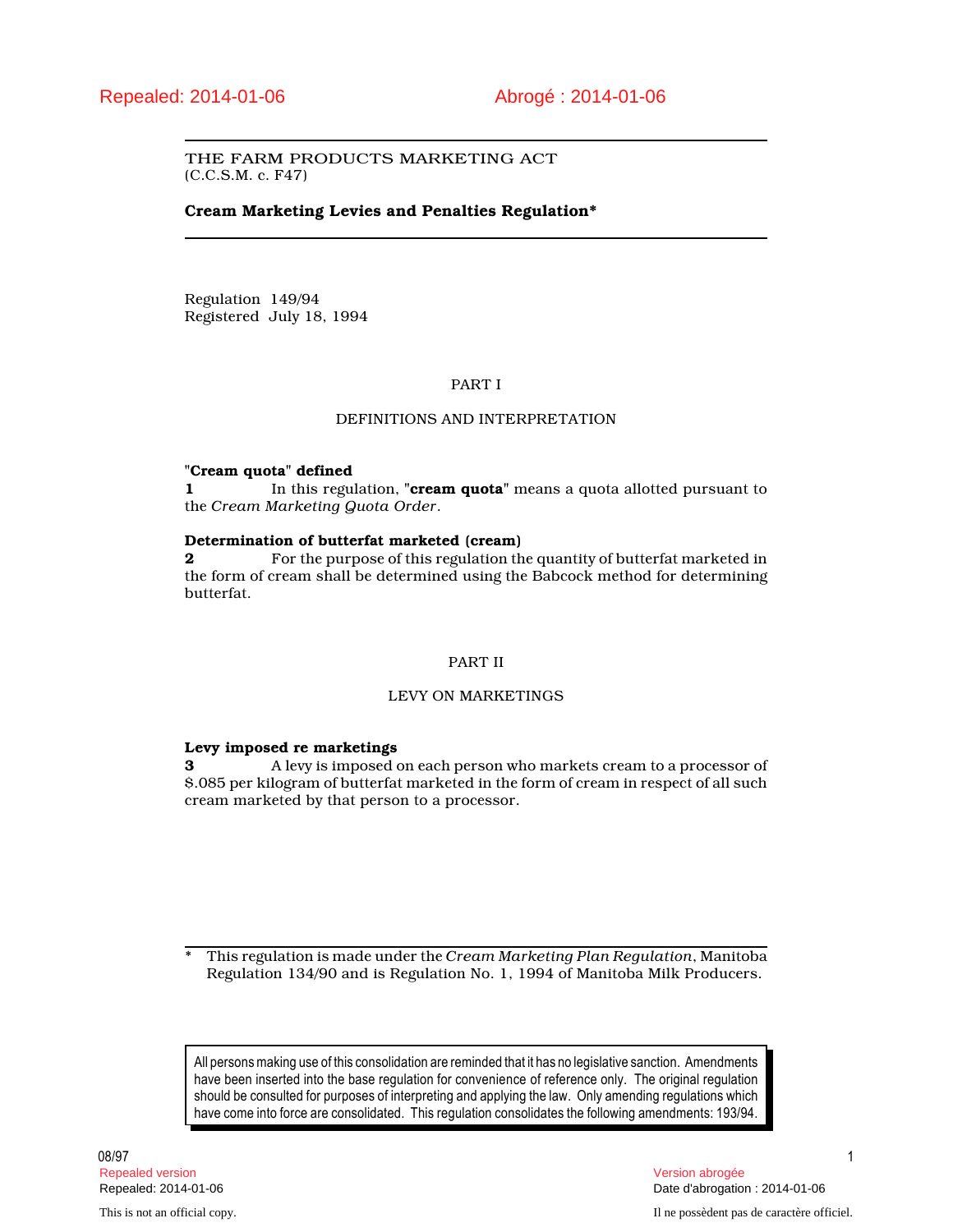Repealed: 2014-01-06 Abrogé : 2014-01-06

THE FARM PRODUCTS MARKETING ACT
(C.C.S.M. c. F47)

**Cream Marketing Levies and Penalties Regulation***

Regulation 149/94
Registered July 18, 1994

## PART I

## DEFINITIONS AND INTERPRETATION

**"Cream quota" defined**
**1** In this regulation, "**cream quota**" means a quota allotted pursuant to the *Cream Marketing Quota Order*.

**Determination of butterfat marketed (cream)**
**2** For the purpose of this regulation the quantity of butterfat marketed in the form of cream shall be determined using the Babcock method for determining butterfat.

## PART II

## LEVY ON MARKETINGS

**Levy imposed re marketings**
**3** A levy is imposed on each person who markets cream to a processor of $.085 per kilogram of butterfat marketed in the form of cream in respect of all such cream marketed by that person to a processor.

\* This regulation is made under the *Cream Marketing Plan Regulation*, Manitoba Regulation 134/90 and is Regulation No. 1, 1994 of Manitoba Milk Producers.

All persons making use of this consolidation are reminded that it has no legislative sanction. Amendments have been inserted into the base regulation for convenience of reference only. The original regulation should be consulted for purposes of interpreting and applying the law. Only amending regulations which have come into force are consolidated. This regulation consolidates the following amendments: 193/94.

08/97

Repealed version — Version abrogée
Repealed: 2014-01-06 — Date d'abrogation : 2014-01-06

This is not an official copy. — Il ne possèdent pas de caractère officiel.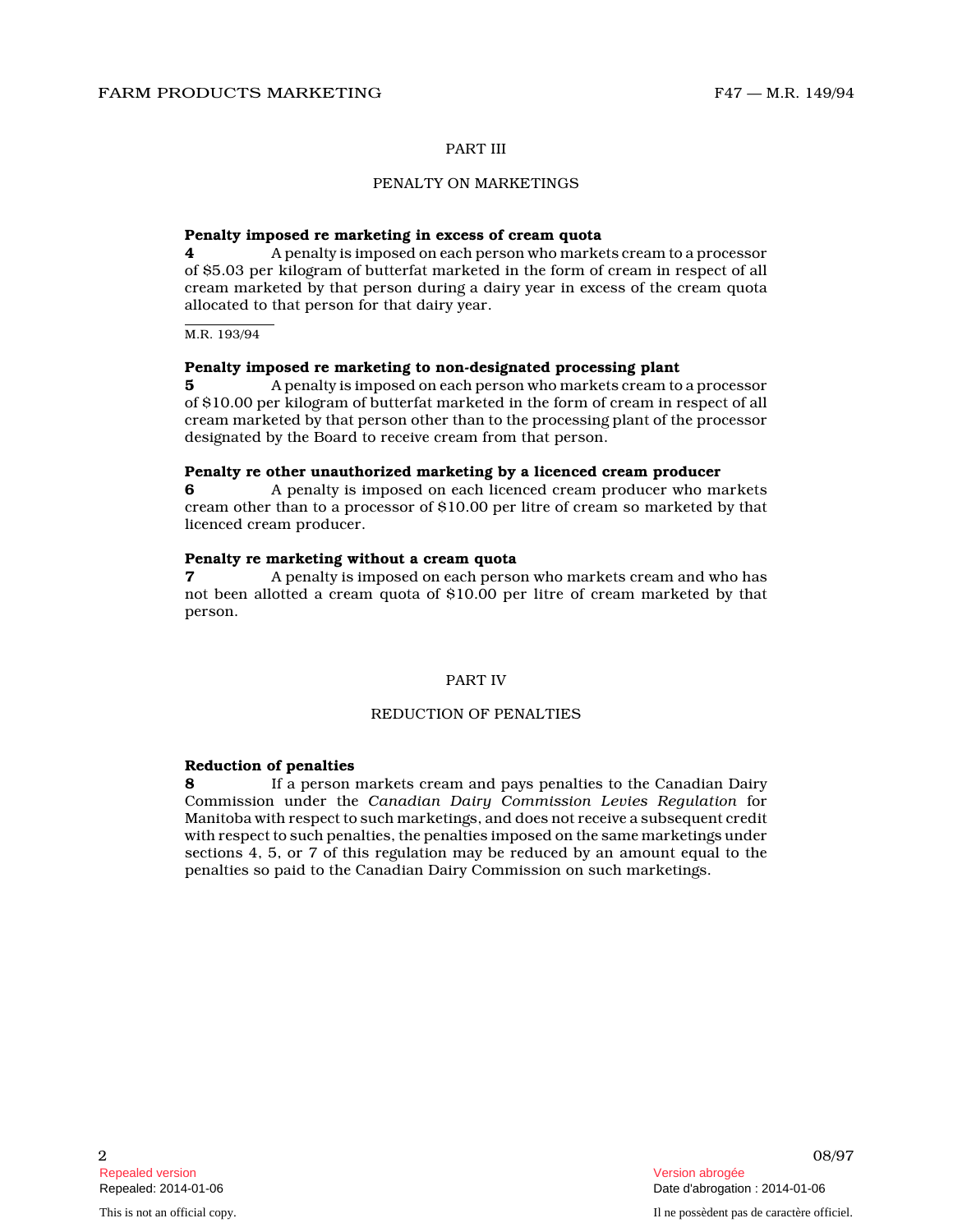## PART III

## PENALTY ON MARKETINGS

**Penalty imposed re marketing in excess of cream quota**

**4** A penalty is imposed on each person who markets cream to a processor of $5.03 per kilogram of butterfat marketed in the form of cream in respect of all cream marketed by that person during a dairy year in excess of the cream quota allocated to that person for that dairy year.

M.R. 193/94

**Penalty imposed re marketing to non-designated processing plant**

**5** A penalty is imposed on each person who markets cream to a processor of $10.00 per kilogram of butterfat marketed in the form of cream in respect of all cream marketed by that person other than to the processing plant of the processor designated by the Board to receive cream from that person.

**Penalty re other unauthorized marketing by a licenced cream producer**

**6** A penalty is imposed on each licenced cream producer who markets cream other than to a processor of $10.00 per litre of cream so marketed by that licenced cream producer.

**Penalty re marketing without a cream quota**

**7** A penalty is imposed on each person who markets cream and who has not been allotted a cream quota of $10.00 per litre of cream marketed by that person.

## PART IV

## REDUCTION OF PENALTIES

**Reduction of penalties**

**8** If a person markets cream and pays penalties to the Canadian Dairy Commission under the *Canadian Dairy Commission Levies Regulation* for Manitoba with respect to such marketings, and does not receive a subsequent credit with respect to such penalties, the penalties imposed on the same marketings under sections 4, 5, or 7 of this regulation may be reduced by an amount equal to the penalties so paid to the Canadian Dairy Commission on such marketings.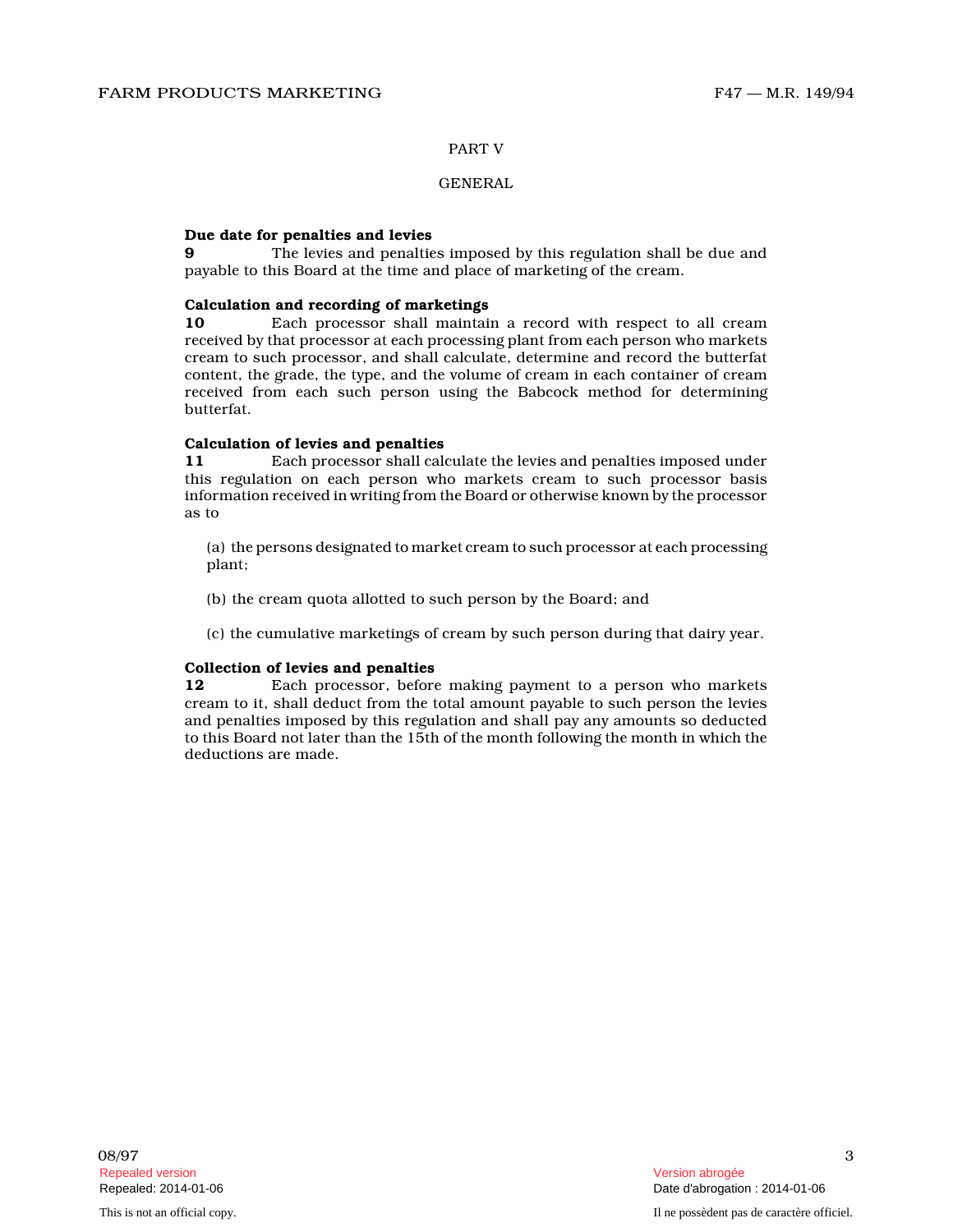## PART V

## GENERAL

**Due date for penalties and levies**

**9** The levies and penalties imposed by this regulation shall be due and payable to this Board at the time and place of marketing of the cream.

**Calculation and recording of marketings**

**10** Each processor shall maintain a record with respect to all cream received by that processor at each processing plant from each person who markets cream to such processor, and shall calculate, determine and record the butterfat content, the grade, the type, and the volume of cream in each container of cream received from each such person using the Babcock method for determining butterfat.

**Calculation of levies and penalties**

**11** Each processor shall calculate the levies and penalties imposed under this regulation on each person who markets cream to such processor basis information received in writing from the Board or otherwise known by the processor as to

(a) the persons designated to market cream to such processor at each processing plant;

(b) the cream quota allotted to such person by the Board; and

(c) the cumulative marketings of cream by such person during that dairy year.

**Collection of levies and penalties**

**12** Each processor, before making payment to a person who markets cream to it, shall deduct from the total amount payable to such person the levies and penalties imposed by this regulation and shall pay any amounts so deducted to this Board not later than the 15th of the month following the month in which the deductions are made.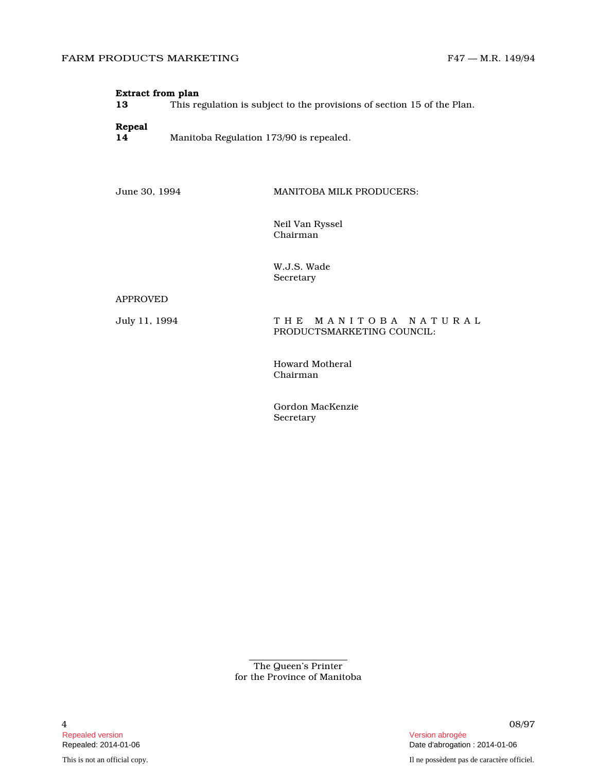**Extract from plan**
**13** This regulation is subject to the provisions of section 15 of the Plan.

**Repeal**
**14** Manitoba Regulation 173/90 is repealed.

June 30, 1994

MANITOBA MILK PRODUCERS:

Neil Van Ryssel
Chairman

W.J.S. Wade
Secretary

APPROVED

July 11, 1994

THE MANITOBA NATURAL PRODUCTS MARKETING COUNCIL:

Howard Motheral
Chairman

Gordon MacKenzie
Secretary

The Queen's Printer
for the Province of Manitoba

Repealed version
Repealed: 2014-01-06

Version abrogée
Date d'abrogation : 2014-01-06

This is not an official copy.

Il ne possèdent pas de caractère officiel.